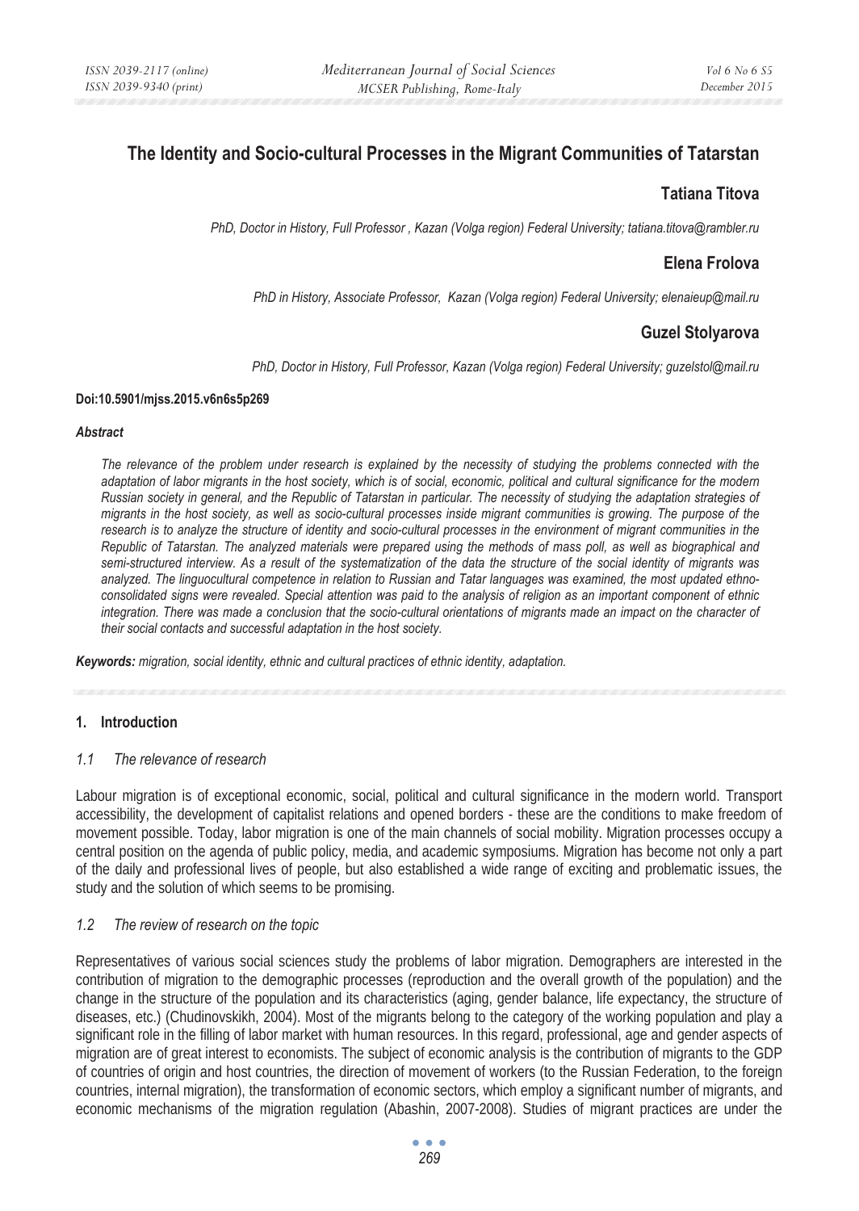# The Identity and Socio-cultural Processes in the Migrant Communities of Tatarstan

## Tatiana Titova

*PhD, Doctor in History, Full Professor , Kazan (Volga region) Federal University; tatiana.titova@rambler.ru*

## Elena Frolova

*PhD in History, Associate Professor, Kazan (Volga region) Federal University; elenaieup@mail.ru*

## Guzel Stolyarova

*PhD, Doctor in History, Full Professor, Kazan (Volga region) Federal University; guzelstol@mail.ru*

**Doi:10.5901/mjss.2015.v6n6s5p269**

***Abstract***

*The relevance of the problem under research is explained by the necessity of studying the problems connected with the adaptation of labor migrants in the host society, which is of social, economic, political and cultural significance for the modern Russian society in general, and the Republic of Tatarstan in particular. The necessity of studying the adaptation strategies of migrants in the host society, as well as socio-cultural processes inside migrant communities is growing. The purpose of the research is to analyze the structure of identity and socio-cultural processes in the environment of migrant communities in the Republic of Tatarstan. The analyzed materials were prepared using the methods of mass poll, as well as biographical and semi-structured interview. As a result of the systematization of the data the structure of the social identity of migrants was analyzed. The linguocultural competence in relation to Russian and Tatar languages was examined, the most updated ethno-consolidated signs were revealed. Special attention was paid to the analysis of religion as an important component of ethnic integration. There was made a conclusion that the socio-cultural orientations of migrants made an impact on the character of their social contacts and successful adaptation in the host society.*

***Keywords:*** *migration, social identity, ethnic and cultural practices of ethnic identity, adaptation.*

## 1. Introduction

### *1.1 The relevance of research*

Labour migration is of exceptional economic, social, political and cultural significance in the modern world. Transport accessibility, the development of capitalist relations and opened borders - these are the conditions to make freedom of movement possible. Today, labor migration is one of the main channels of social mobility. Migration processes occupy a central position on the agenda of public policy, media, and academic symposiums. Migration has become not only a part of the daily and professional lives of people, but also established a wide range of exciting and problematic issues, the study and the solution of which seems to be promising.

### *1.2 The review of research on the topic*

Representatives of various social sciences study the problems of labor migration. Demographers are interested in the contribution of migration to the demographic processes (reproduction and the overall growth of the population) and the change in the structure of the population and its characteristics (aging, gender balance, life expectancy, the structure of diseases, etc.) (Chudinovskikh, 2004). Most of the migrants belong to the category of the working population and play a significant role in the filling of labor market with human resources. In this regard, professional, age and gender aspects of migration are of great interest to economists. The subject of economic analysis is the contribution of migrants to the GDP of countries of origin and host countries, the direction of movement of workers (to the Russian Federation, to the foreign countries, internal migration), the transformation of economic sectors, which employ a significant number of migrants, and economic mechanisms of the migration regulation (Abashin, 2007-2008). Studies of migrant practices are under the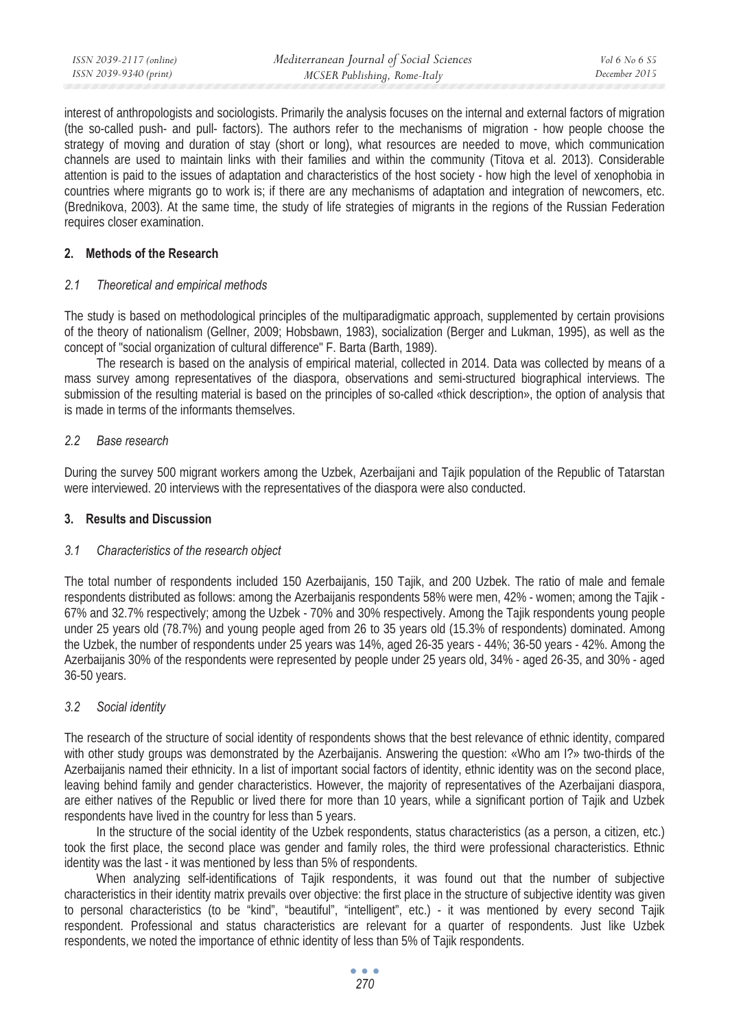interest of anthropologists and sociologists. Primarily the analysis focuses on the internal and external factors of migration (the so-called push- and pull- factors). The authors refer to the mechanisms of migration - how people choose the strategy of moving and duration of stay (short or long), what resources are needed to move, which communication channels are used to maintain links with their families and within the community (Titova et al. 2013). Considerable attention is paid to the issues of adaptation and characteristics of the host society - how high the level of xenophobia in countries where migrants go to work is; if there are any mechanisms of adaptation and integration of newcomers, etc. (Brednikova, 2003). At the same time, the study of life strategies of migrants in the regions of the Russian Federation requires closer examination.

## 2. Methods of the Research

### *2.1 Theoretical and empirical methods*

The study is based on methodological principles of the multiparadigmatic approach, supplemented by certain provisions of the theory of nationalism (Gellner, 2009; Hobsbawn, 1983), socialization (Berger and Lukman, 1995), as well as the concept of "social organization of cultural difference" F. Barta (Barth, 1989).

The research is based on the analysis of empirical material, collected in 2014. Data was collected by means of a mass survey among representatives of the diaspora, observations and semi-structured biographical interviews. The submission of the resulting material is based on the principles of so-called «thick description», the option of analysis that is made in terms of the informants themselves.

### *2.2 Base research*

During the survey 500 migrant workers among the Uzbek, Azerbaijani and Tajik population of the Republic of Tatarstan were interviewed. 20 interviews with the representatives of the diaspora were also conducted.

## 3. Results and Discussion

### *3.1 Characteristics of the research object*

The total number of respondents included 150 Azerbaijanis, 150 Tajik, and 200 Uzbek. The ratio of male and female respondents distributed as follows: among the Azerbaijanis respondents 58% were men, 42% - women; among the Tajik - 67% and 32.7% respectively; among the Uzbek - 70% and 30% respectively. Among the Tajik respondents young people under 25 years old (78.7%) and young people aged from 26 to 35 years old (15.3% of respondents) dominated. Among the Uzbek, the number of respondents under 25 years was 14%, aged 26-35 years - 44%; 36-50 years - 42%. Among the Azerbaijanis 30% of the respondents were represented by people under 25 years old, 34% - aged 26-35, and 30% - aged 36-50 years.

### *3.2 Social identity*

The research of the structure of social identity of respondents shows that the best relevance of ethnic identity, compared with other study groups was demonstrated by the Azerbaijanis. Answering the question: «Who am I?» two-thirds of the Azerbaijanis named their ethnicity. In a list of important social factors of identity, ethnic identity was on the second place, leaving behind family and gender characteristics. However, the majority of representatives of the Azerbaijani diaspora, are either natives of the Republic or lived there for more than 10 years, while a significant portion of Tajik and Uzbek respondents have lived in the country for less than 5 years.

In the structure of the social identity of the Uzbek respondents, status characteristics (as a person, a citizen, etc.) took the first place, the second place was gender and family roles, the third were professional characteristics. Ethnic identity was the last - it was mentioned by less than 5% of respondents.

When analyzing self-identifications of Tajik respondents, it was found out that the number of subjective characteristics in their identity matrix prevails over objective: the first place in the structure of subjective identity was given to personal characteristics (to be "kind", "beautiful", "intelligent", etc.) - it was mentioned by every second Tajik respondent. Professional and status characteristics are relevant for a quarter of respondents. Just like Uzbek respondents, we noted the importance of ethnic identity of less than 5% of Tajik respondents.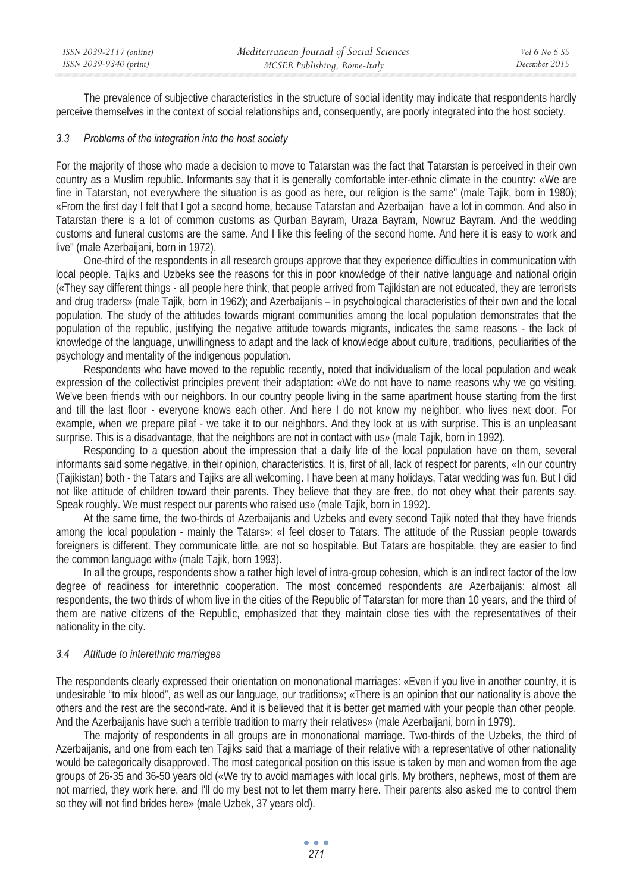The prevalence of subjective characteristics in the structure of social identity may indicate that respondents hardly perceive themselves in the context of social relationships and, consequently, are poorly integrated into the host society.

### *3.3 Problems of the integration into the host society*

For the majority of those who made a decision to move to Tatarstan was the fact that Tatarstan is perceived in their own country as a Muslim republic. Informants say that it is generally comfortable inter-ethnic climate in the country: «We are fine in Tatarstan, not everywhere the situation is as good as here, our religion is the same" (male Tajik, born in 1980); «From the first day I felt that I got a second home, because Tatarstan and Azerbaijan have a lot in common. And also in Tatarstan there is a lot of common customs as Qurban Bayram, Uraza Bayram, Nowruz Bayram. And the wedding customs and funeral customs are the same. And I like this feeling of the second home. And here it is easy to work and live" (male Azerbaijani, born in 1972).

One-third of the respondents in all research groups approve that they experience difficulties in communication with local people. Tajiks and Uzbeks see the reasons for this in poor knowledge of their native language and national origin («They say different things - all people here think, that people arrived from Tajikistan are not educated, they are terrorists and drug traders» (male Tajik, born in 1962); and Azerbaijanis – in psychological characteristics of their own and the local population. The study of the attitudes towards migrant communities among the local population demonstrates that the population of the republic, justifying the negative attitude towards migrants, indicates the same reasons - the lack of knowledge of the language, unwillingness to adapt and the lack of knowledge about culture, traditions, peculiarities of the psychology and mentality of the indigenous population.

Respondents who have moved to the republic recently, noted that individualism of the local population and weak expression of the collectivist principles prevent their adaptation: «We do not have to name reasons why we go visiting. We've been friends with our neighbors. In our country people living in the same apartment house starting from the first and till the last floor - everyone knows each other. And here I do not know my neighbor, who lives next door. For example, when we prepare pilaf - we take it to our neighbors. And they look at us with surprise. This is an unpleasant surprise. This is a disadvantage, that the neighbors are not in contact with us» (male Tajik, born in 1992).

Responding to a question about the impression that a daily life of the local population have on them, several informants said some negative, in their opinion, characteristics. It is, first of all, lack of respect for parents, «In our country (Tajikistan) both - the Tatars and Tajiks are all welcoming. I have been at many holidays, Tatar wedding was fun. But I did not like attitude of children toward their parents. They believe that they are free, do not obey what their parents say. Speak roughly. We must respect our parents who raised us» (male Tajik, born in 1992).

At the same time, the two-thirds of Azerbaijanis and Uzbeks and every second Tajik noted that they have friends among the local population - mainly the Tatars»: «I feel closer to Tatars. The attitude of the Russian people towards foreigners is different. They communicate little, are not so hospitable. But Tatars are hospitable, they are easier to find the common language with» (male Tajik, born 1993).

In all the groups, respondents show a rather high level of intra-group cohesion, which is an indirect factor of the low degree of readiness for interethnic cooperation. The most concerned respondents are Azerbaijanis: almost all respondents, the two thirds of whom live in the cities of the Republic of Tatarstan for more than 10 years, and the third of them are native citizens of the Republic, emphasized that they maintain close ties with the representatives of their nationality in the city.

### *3.4 Attitude to interethnic marriages*

The respondents clearly expressed their orientation on mononational marriages: «Even if you live in another country, it is undesirable "to mix blood", as well as our language, our traditions»; «There is an opinion that our nationality is above the others and the rest are the second-rate. And it is believed that it is better get married with your people than other people. And the Azerbaijanis have such a terrible tradition to marry their relatives» (male Azerbaijani, born in 1979).

The majority of respondents in all groups are in mononational marriage. Two-thirds of the Uzbeks, the third of Azerbaijanis, and one from each ten Tajiks said that a marriage of their relative with a representative of other nationality would be categorically disapproved. The most categorical position on this issue is taken by men and women from the age groups of 26-35 and 36-50 years old («We try to avoid marriages with local girls. My brothers, nephews, most of them are not married, they work here, and I'll do my best not to let them marry here. Their parents also asked me to control them so they will not find brides here» (male Uzbek, 37 years old).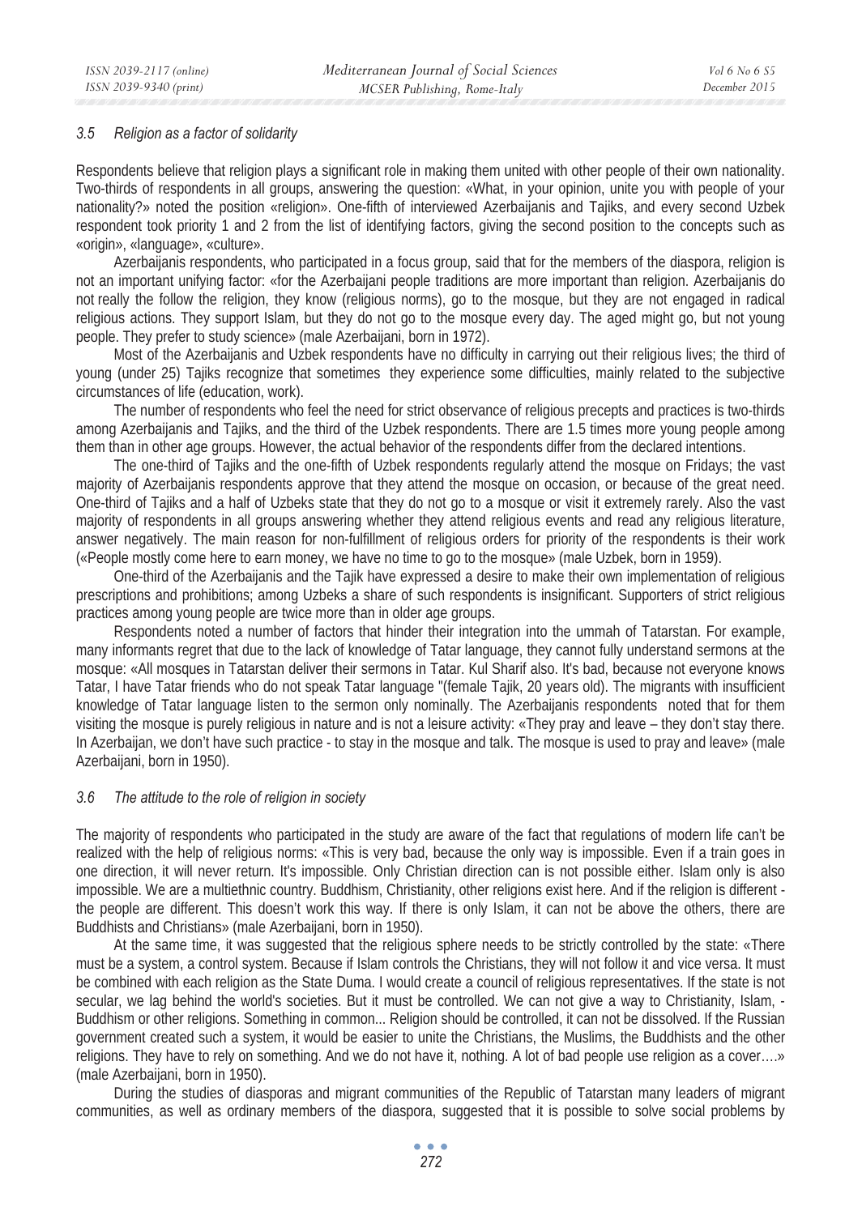### 3.5 Religion as a factor of solidarity

Respondents believe that religion plays a significant role in making them united with other people of their own nationality. Two-thirds of respondents in all groups, answering the question: «What, in your opinion, unite you with people of your nationality?» noted the position «religion». One-fifth of interviewed Azerbaijanis and Tajiks, and every second Uzbek respondent took priority 1 and 2 from the list of identifying factors, giving the second position to the concepts such as «origin», «language», «culture».

Azerbaijanis respondents, who participated in a focus group, said that for the members of the diaspora, religion is not an important unifying factor: «for the Azerbaijani people traditions are more important than religion. Azerbaijanis do not really the follow the religion, they know (religious norms), go to the mosque, but they are not engaged in radical religious actions. They support Islam, but they do not go to the mosque every day. The aged might go, but not young people. They prefer to study science» (male Azerbaijani, born in 1972).

Most of the Azerbaijanis and Uzbek respondents have no difficulty in carrying out their religious lives; the third of young (under 25) Tajiks recognize that sometimes they experience some difficulties, mainly related to the subjective circumstances of life (education, work).

The number of respondents who feel the need for strict observance of religious precepts and practices is two-thirds among Azerbaijanis and Tajiks, and the third of the Uzbek respondents. There are 1.5 times more young people among them than in other age groups. However, the actual behavior of the respondents differ from the declared intentions.

The one-third of Tajiks and the one-fifth of Uzbek respondents regularly attend the mosque on Fridays; the vast majority of Azerbaijanis respondents approve that they attend the mosque on occasion, or because of the great need. One-third of Tajiks and a half of Uzbeks state that they do not go to a mosque or visit it extremely rarely. Also the vast majority of respondents in all groups answering whether they attend religious events and read any religious literature, answer negatively. The main reason for non-fulfillment of religious orders for priority of the respondents is their work («People mostly come here to earn money, we have no time to go to the mosque» (male Uzbek, born in 1959).

One-third of the Azerbaijanis and the Tajik have expressed a desire to make their own implementation of religious prescriptions and prohibitions; among Uzbeks a share of such respondents is insignificant. Supporters of strict religious practices among young people are twice more than in older age groups.

Respondents noted a number of factors that hinder their integration into the ummah of Tatarstan. For example, many informants regret that due to the lack of knowledge of Tatar language, they cannot fully understand sermons at the mosque: «All mosques in Tatarstan deliver their sermons in Tatar. Kul Sharif also. It's bad, because not everyone knows Tatar, I have Tatar friends who do not speak Tatar language "(female Tajik, 20 years old). The migrants with insufficient knowledge of Tatar language listen to the sermon only nominally. The Azerbaijanis respondents noted that for them visiting the mosque is purely religious in nature and is not a leisure activity: «They pray and leave – they don't stay there. In Azerbaijan, we don't have such practice - to stay in the mosque and talk. The mosque is used to pray and leave» (male Azerbaijani, born in 1950).

### 3.6 The attitude to the role of religion in society

The majority of respondents who participated in the study are aware of the fact that regulations of modern life can't be realized with the help of religious norms: «This is very bad, because the only way is impossible. Even if a train goes in one direction, it will never return. It's impossible. Only Christian direction can is not possible either. Islam only is also impossible. We are a multiethnic country. Buddhism, Christianity, other religions exist here. And if the religion is different - the people are different. This doesn't work this way. If there is only Islam, it can not be above the others, there are Buddhists and Christians» (male Azerbaijani, born in 1950).

At the same time, it was suggested that the religious sphere needs to be strictly controlled by the state: «There must be a system, a control system. Because if Islam controls the Christians, they will not follow it and vice versa. It must be combined with each religion as the State Duma. I would create a council of religious representatives. If the state is not secular, we lag behind the world's societies. But it must be controlled. We can not give a way to Christianity, Islam, - Buddhism or other religions. Something in common... Religion should be controlled, it can not be dissolved. If the Russian government created such a system, it would be easier to unite the Christians, the Muslims, the Buddhists and the other religions. They have to rely on something. And we do not have it, nothing. A lot of bad people use religion as a cover….» (male Azerbaijani, born in 1950).

During the studies of diasporas and migrant communities of the Republic of Tatarstan many leaders of migrant communities, as well as ordinary members of the diaspora, suggested that it is possible to solve social problems by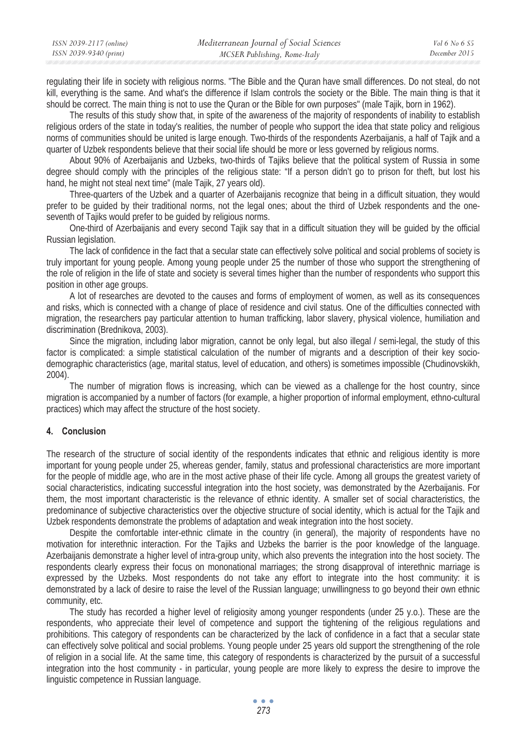regulating their life in society with religious norms. "The Bible and the Quran have small differences. Do not steal, do not kill, everything is the same. And what's the difference if Islam controls the society or the Bible. The main thing is that it should be correct. The main thing is not to use the Quran or the Bible for own purposes" (male Tajik, born in 1962).

The results of this study show that, in spite of the awareness of the majority of respondents of inability to establish religious orders of the state in today's realities, the number of people who support the idea that state policy and religious norms of communities should be united is large enough. Two-thirds of the respondents Azerbaijanis, a half of Tajik and a quarter of Uzbek respondents believe that their social life should be more or less governed by religious norms.

About 90% of Azerbaijanis and Uzbeks, two-thirds of Tajiks believe that the political system of Russia in some degree should comply with the principles of the religious state: "If a person didn't go to prison for theft, but lost his hand, he might not steal next time" (male Tajik, 27 years old).

Three-quarters of the Uzbek and a quarter of Azerbaijanis recognize that being in a difficult situation, they would prefer to be guided by their traditional norms, not the legal ones; about the third of Uzbek respondents and the one-seventh of Tajiks would prefer to be guided by religious norms.

One-third of Azerbaijanis and every second Tajik say that in a difficult situation they will be guided by the official Russian legislation.

The lack of confidence in the fact that a secular state can effectively solve political and social problems of society is truly important for young people. Among young people under 25 the number of those who support the strengthening of the role of religion in the life of state and society is several times higher than the number of respondents who support this position in other age groups.

A lot of researches are devoted to the causes and forms of employment of women, as well as its consequences and risks, which is connected with a change of place of residence and civil status. One of the difficulties connected with migration, the researchers pay particular attention to human trafficking, labor slavery, physical violence, humiliation and discrimination (Brednikova, 2003).

Since the migration, including labor migration, cannot be only legal, but also illegal / semi-legal, the study of this factor is complicated: a simple statistical calculation of the number of migrants and a description of their key socio-demographic characteristics (age, marital status, level of education, and others) is sometimes impossible (Chudinovskikh, 2004).

The number of migration flows is increasing, which can be viewed as a challenge for the host country, since migration is accompanied by a number of factors (for example, a higher proportion of informal employment, ethno-cultural practices) which may affect the structure of the host society.

## 4. Conclusion

The research of the structure of social identity of the respondents indicates that ethnic and religious identity is more important for young people under 25, whereas gender, family, status and professional characteristics are more important for the people of middle age, who are in the most active phase of their life cycle. Among all groups the greatest variety of social characteristics, indicating successful integration into the host society, was demonstrated by the Azerbaijanis. For them, the most important characteristic is the relevance of ethnic identity. A smaller set of social characteristics, the predominance of subjective characteristics over the objective structure of social identity, which is actual for the Tajik and Uzbek respondents demonstrate the problems of adaptation and weak integration into the host society.

Despite the comfortable inter-ethnic climate in the country (in general), the majority of respondents have no motivation for interethnic interaction. For the Tajiks and Uzbeks the barrier is the poor knowledge of the language. Azerbaijanis demonstrate a higher level of intra-group unity, which also prevents the integration into the host society. The respondents clearly express their focus on mononational marriages; the strong disapproval of interethnic marriage is expressed by the Uzbeks. Most respondents do not take any effort to integrate into the host community: it is demonstrated by a lack of desire to raise the level of the Russian language; unwillingness to go beyond their own ethnic community, etc.

The study has recorded a higher level of religiosity among younger respondents (under 25 y.o.). These are the respondents, who appreciate their level of competence and support the tightening of the religious regulations and prohibitions. This category of respondents can be characterized by the lack of confidence in a fact that a secular state can effectively solve political and social problems. Young people under 25 years old support the strengthening of the role of religion in a social life. At the same time, this category of respondents is characterized by the pursuit of a successful integration into the host community - in particular, young people are more likely to express the desire to improve the linguistic competence in Russian language.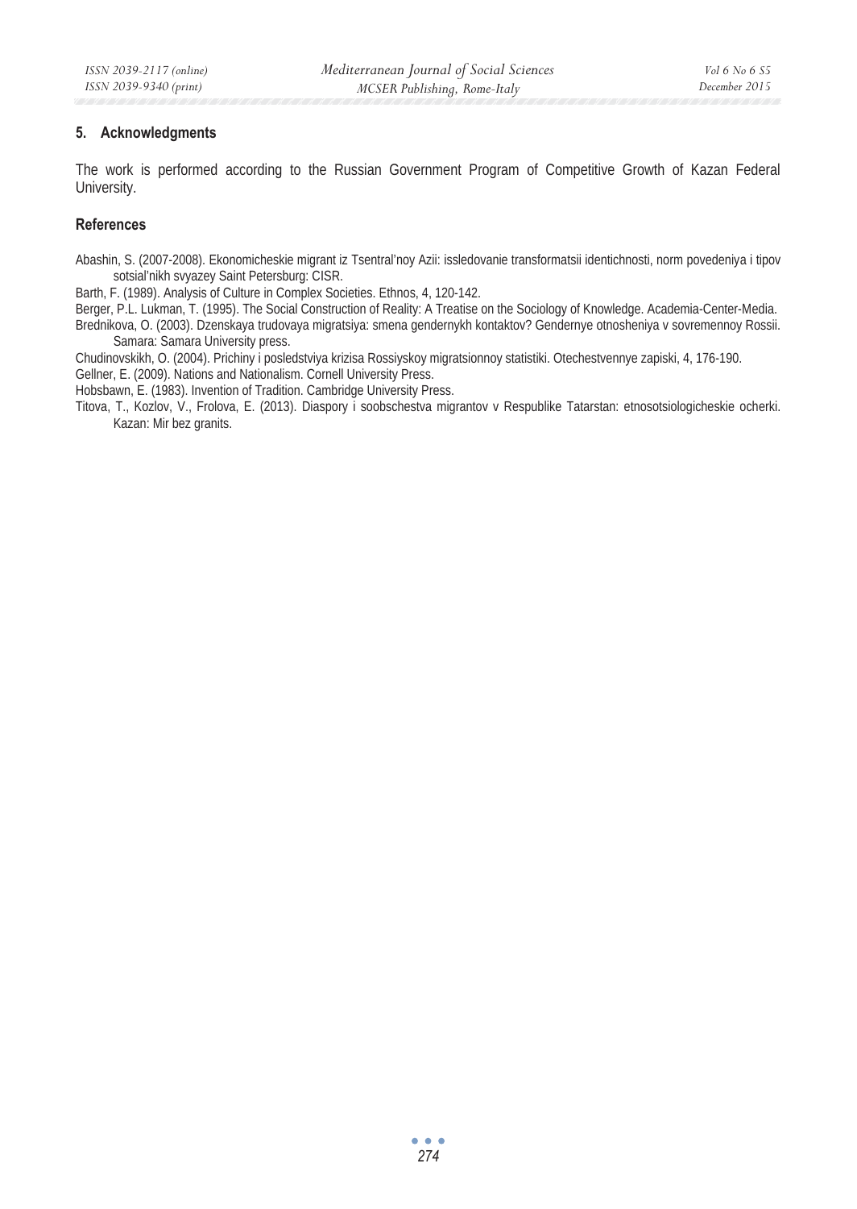## 5. Acknowledgments

The work is performed according to the Russian Government Program of Competitive Growth of Kazan Federal University.

## References

Abashin, S. (2007-2008). Ekonomicheskie migrant iz Tsentral'noy Azii: issledovanie transformatsii identichnosti, norm povedeniya i tipov sotsial'nikh svyazey Saint Petersburg: CISR.

Barth, F. (1989). Analysis of Culture in Complex Societies. Ethnos, 4, 120-142.

Berger, P.L. Lukman, T. (1995). The Social Construction of Reality: A Treatise on the Sociology of Knowledge. Academia-Center-Media.

Brednikova, O. (2003). Dzenskaya trudovaya migratsiya: smena gendernykh kontaktov? Gendernye otnosheniya v sovremennoy Rossii. Samara: Samara University press.

Chudinovskikh, O. (2004). Prichiny i posledstviya krizisa Rossiyskoy migratsionnoy statistiki. Otechestvennye zapiski, 4, 176-190.

Gellner, E. (2009). Nations and Nationalism. Cornell University Press.

Hobsbawn, E. (1983). Invention of Tradition. Cambridge University Press.

Titova, T., Kozlov, V., Frolova, E. (2013). Diaspory i soobschestva migrantov v Respublike Tatarstan: etnosotsiologicheskie ocherki. Kazan: Mir bez granits.